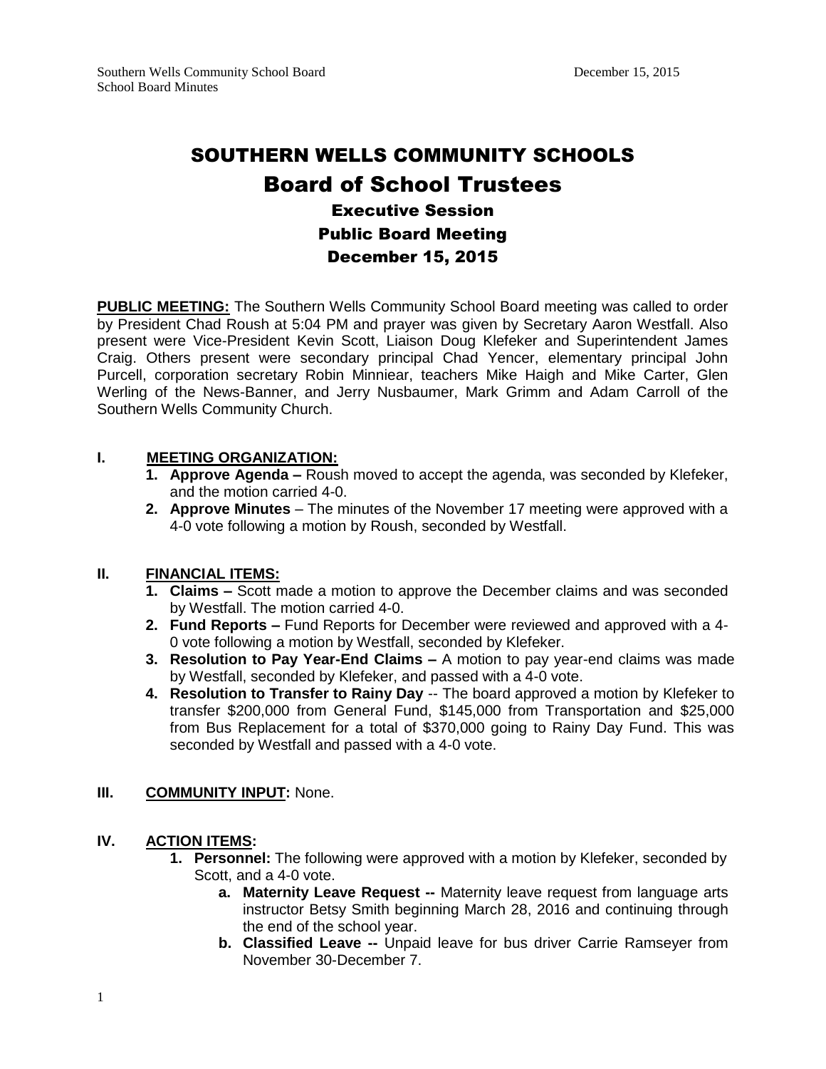# SOUTHERN WELLS COMMUNITY SCHOOLS

## Board of School Trustees

### Executive Session

### Public Board Meeting

### December 15, 2015

**PUBLIC MEETING:** The Southern Wells Community School Board meeting was called to order by President Chad Roush at 5:04 PM and prayer was given by Secretary Aaron Westfall. Also present were Vice-President Kevin Scott, Liaison Doug Klefeker and Superintendent James Craig. Others present were secondary principal Chad Yencer, elementary principal John Purcell, corporation secretary Robin Minniear, teachers Mike Haigh and Mike Carter, Glen Werling of the News-Banner, and Jerry Nusbaumer, Mark Grimm and Adam Carroll of the Southern Wells Community Church.

**I. MEETING ORGANIZATION:**

1. **Approve Agenda –** Roush moved to accept the agenda, was seconded by Klefeker, and the motion carried 4-0.
2. **Approve Minutes** – The minutes of the November 17 meeting were approved with a 4-0 vote following a motion by Roush, seconded by Westfall.

**II. FINANCIAL ITEMS:**

1. **Claims –** Scott made a motion to approve the December claims and was seconded by Westfall. The motion carried 4-0.
2. **Fund Reports –** Fund Reports for December were reviewed and approved with a 4-0 vote following a motion by Westfall, seconded by Klefeker.
3. **Resolution to Pay Year-End Claims –** A motion to pay year-end claims was made by Westfall, seconded by Klefeker, and passed with a 4-0 vote.
4. **Resolution to Transfer to Rainy Day** -- The board approved a motion by Klefeker to transfer $200,000 from General Fund, $145,000 from Transportation and $25,000 from Bus Replacement for a total of $370,000 going to Rainy Day Fund. This was seconded by Westfall and passed with a 4-0 vote.

**III. COMMUNITY INPUT:** None.

**IV. ACTION ITEMS:**

1. **Personnel:** The following were approved with a motion by Klefeker, seconded by Scott, and a 4-0 vote.
   a. **Maternity Leave Request --** Maternity leave request from language arts instructor Betsy Smith beginning March 28, 2016 and continuing through the end of the school year.
   b. **Classified Leave --** Unpaid leave for bus driver Carrie Ramseyer from November 30-December 7.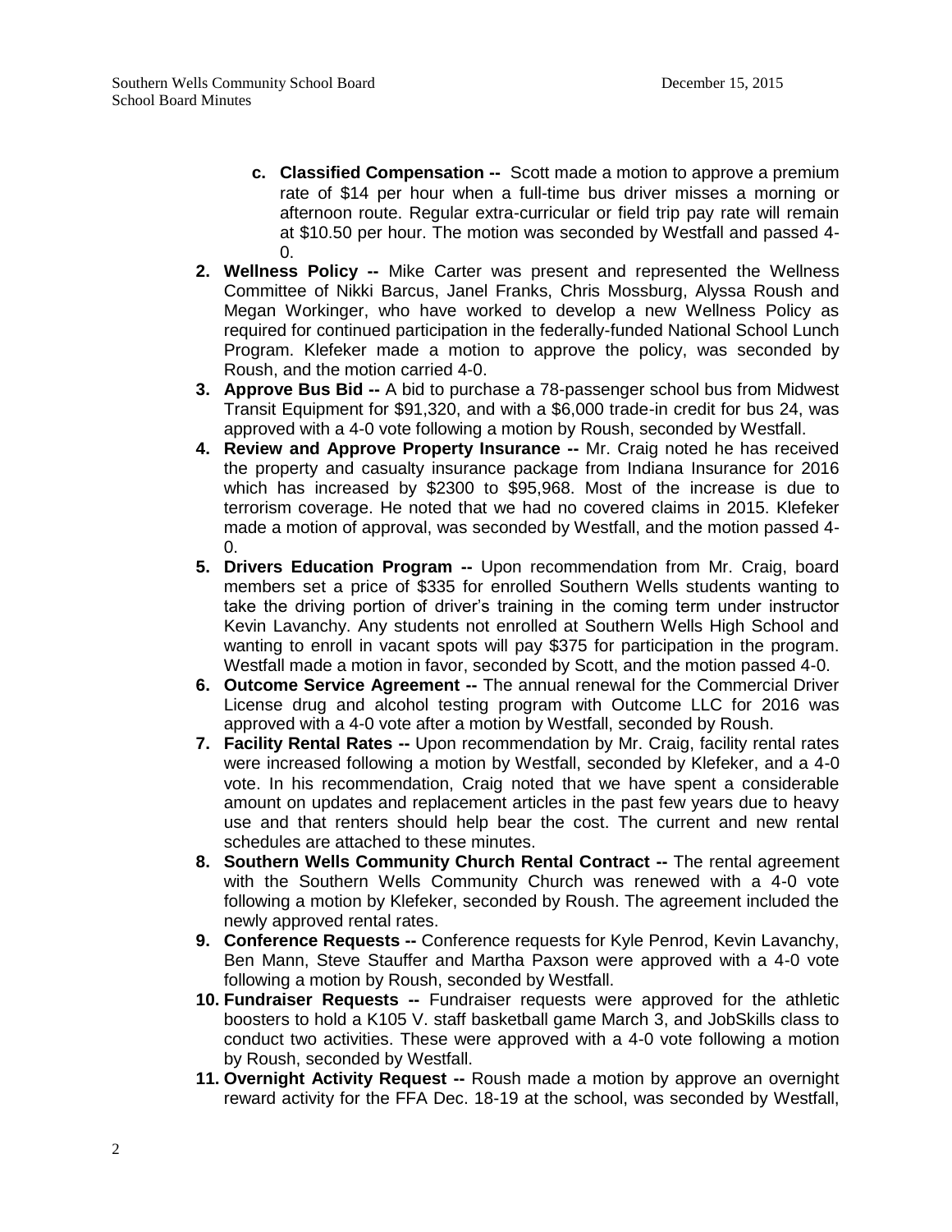c. **Classified Compensation --** Scott made a motion to approve a premium rate of $14 per hour when a full-time bus driver misses a morning or afternoon route. Regular extra-curricular or field trip pay rate will remain at $10.50 per hour. The motion was seconded by Westfall and passed 4-0.

2. **Wellness Policy --** Mike Carter was present and represented the Wellness Committee of Nikki Barcus, Janel Franks, Chris Mossburg, Alyssa Roush and Megan Workinger, who have worked to develop a new Wellness Policy as required for continued participation in the federally-funded National School Lunch Program. Klefeker made a motion to approve the policy, was seconded by Roush, and the motion carried 4-0.
3. **Approve Bus Bid --** A bid to purchase a 78-passenger school bus from Midwest Transit Equipment for $91,320, and with a $6,000 trade-in credit for bus 24, was approved with a 4-0 vote following a motion by Roush, seconded by Westfall.
4. **Review and Approve Property Insurance --** Mr. Craig noted he has received the property and casualty insurance package from Indiana Insurance for 2016 which has increased by $2300 to $95,968. Most of the increase is due to terrorism coverage. He noted that we had no covered claims in 2015. Klefeker made a motion of approval, was seconded by Westfall, and the motion passed 4-0.
5. **Drivers Education Program --** Upon recommendation from Mr. Craig, board members set a price of $335 for enrolled Southern Wells students wanting to take the driving portion of driver's training in the coming term under instructor Kevin Lavanchy. Any students not enrolled at Southern Wells High School and wanting to enroll in vacant spots will pay $375 for participation in the program. Westfall made a motion in favor, seconded by Scott, and the motion passed 4-0.
6. **Outcome Service Agreement --** The annual renewal for the Commercial Driver License drug and alcohol testing program with Outcome LLC for 2016 was approved with a 4-0 vote after a motion by Westfall, seconded by Roush.
7. **Facility Rental Rates --** Upon recommendation by Mr. Craig, facility rental rates were increased following a motion by Westfall, seconded by Klefeker, and a 4-0 vote. In his recommendation, Craig noted that we have spent a considerable amount on updates and replacement articles in the past few years due to heavy use and that renters should help bear the cost. The current and new rental schedules are attached to these minutes.
8. **Southern Wells Community Church Rental Contract --** The rental agreement with the Southern Wells Community Church was renewed with a 4-0 vote following a motion by Klefeker, seconded by Roush. The agreement included the newly approved rental rates.
9. **Conference Requests --** Conference requests for Kyle Penrod, Kevin Lavanchy, Ben Mann, Steve Stauffer and Martha Paxson were approved with a 4-0 vote following a motion by Roush, seconded by Westfall.
10. **Fundraiser Requests --** Fundraiser requests were approved for the athletic boosters to hold a K105 V. staff basketball game March 3, and JobSkills class to conduct two activities. These were approved with a 4-0 vote following a motion by Roush, seconded by Westfall.
11. **Overnight Activity Request --** Roush made a motion by approve an overnight reward activity for the FFA Dec. 18-19 at the school, was seconded by Westfall,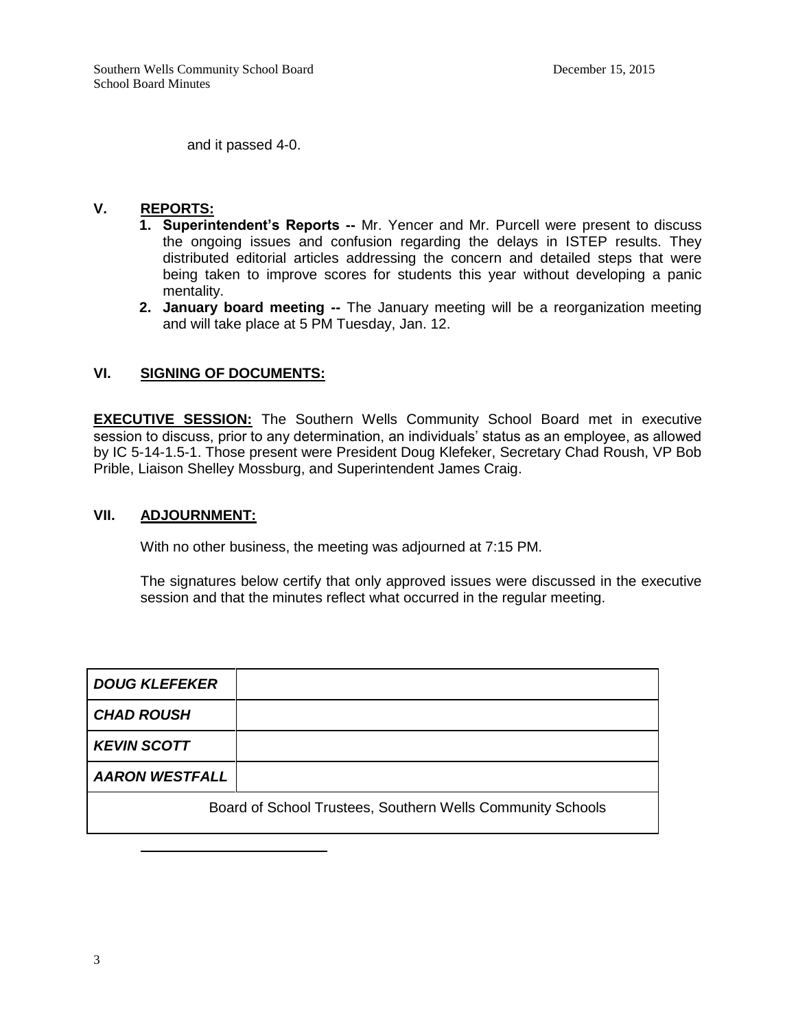and it passed 4-0.

## V. REPORTS:

1. **Superintendent's Reports --** Mr. Yencer and Mr. Purcell were present to discuss the ongoing issues and confusion regarding the delays in ISTEP results. They distributed editorial articles addressing the concern and detailed steps that were being taken to improve scores for students this year without developing a panic mentality.
2. **January board meeting --** The January meeting will be a reorganization meeting and will take place at 5 PM Tuesday, Jan. 12.

## VI. SIGNING OF DOCUMENTS:

**EXECUTIVE SESSION:** The Southern Wells Community School Board met in executive session to discuss, prior to any determination, an individuals' status as an employee, as allowed by IC 5-14-1.5-1. Those present were President Doug Klefeker, Secretary Chad Roush, VP Bob Prible, Liaison Shelley Mossburg, and Superintendent James Craig.

## VII. ADJOURNMENT:

With no other business, the meeting was adjourned at 7:15 PM.

The signatures below certify that only approved issues were discussed in the executive session and that the minutes reflect what occurred in the regular meeting.

| | |
|---|---|
| ***DOUG KLEFEKER*** | |
| ***CHAD ROUSH*** | |
| ***KEVIN SCOTT*** | |
| ***AARON WESTFALL*** | |
| Board of School Trustees, Southern Wells Community Schools | |